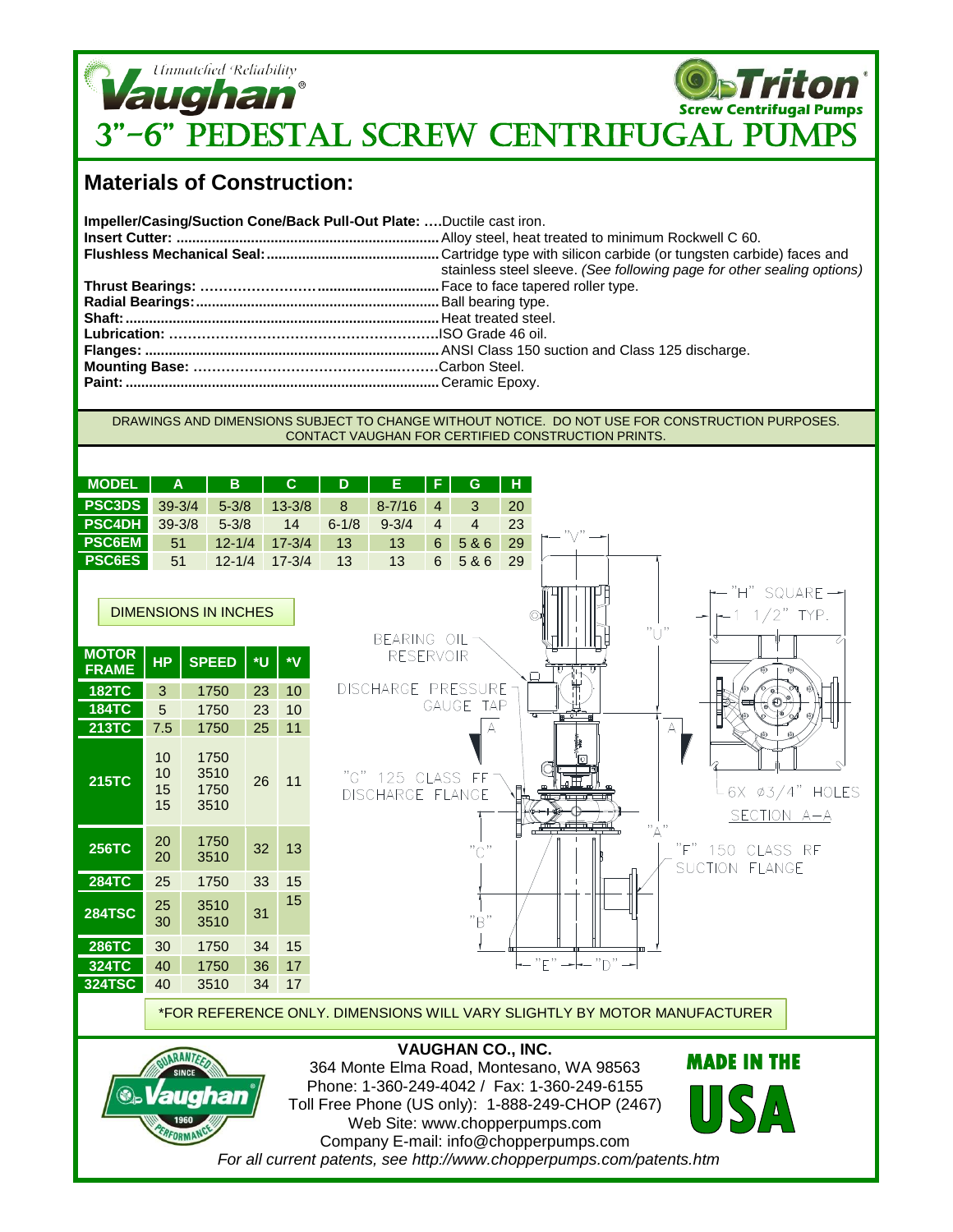Unmatched Reliability

Vaughan®

Triton® Screw Centrifugal Pumps

# 3"-6" PEDESTAL SCREW CENTRIFUGAL PUMPS

## Materials of Construction:

**Impeller/Casing/Suction Cone/Back Pull-Out Plate:** ....Ductile cast iron.
**Insert Cutter:** ....Alloy steel, heat treated to minimum Rockwell C 60.
**Flushless Mechanical Seal:** ....Cartridge type with silicon carbide (or tungsten carbide) faces and stainless steel sleeve. *(See following page for other sealing options)*
**Thrust Bearings:** ....Face to face tapered roller type.
**Radial Bearings:** ....Ball bearing type.
**Shaft:** ....Heat treated steel.
**Lubrication:** ....ISO Grade 46 oil.
**Flanges:** ....ANSI Class 150 suction and Class 125 discharge.
**Mounting Base:** ....Carbon Steel.
**Paint:** ....Ceramic Epoxy.

DRAWINGS AND DIMENSIONS SUBJECT TO CHANGE WITHOUT NOTICE. DO NOT USE FOR CONSTRUCTION PURPOSES. CONTACT VAUGHAN FOR CERTIFIED CONSTRUCTION PRINTS.

| MODEL | A | B | C | D | E | F | G | H |
|---|---|---|---|---|---|---|---|---|
| PSC3DS | 39-3/4 | 5-3/8 | 13-3/8 | 8 | 8-7/16 | 4 | 3 | 20 |
| PSC4DH | 39-3/8 | 5-3/8 | 14 | 6-1/8 | 9-3/4 | 4 | 4 | 23 |
| PSC6EM | 51 | 12-1/4 | 17-3/4 | 13 | 13 | 6 | 5 & 6 | 29 |
| PSC6ES | 51 | 12-1/4 | 17-3/4 | 13 | 13 | 6 | 5 & 6 | 29 |

DIMENSIONS IN INCHES

| MOTOR FRAME | HP | SPEED | *U | *V |
|---|---|---|---|---|
| 182TC | 3 | 1750 | 23 | 10 |
| 184TC | 5 | 1750 | 23 | 10 |
| 213TC | 7.5 | 1750 | 25 | 11 |
| 215TC | 10<br>10<br>15<br>15 | 1750<br>3510<br>1750<br>3510 | 26 | 11 |
| 256TC | 20<br>20 | 1750<br>3510 | 32 | 13 |
| 284TC | 25 | 1750 | 33 | 15 |
| 284TSC | 25<br>30 | 3510<br>3510 | 31 | 15 |
| 286TC | 30 | 1750 | 34 | 15 |
| 324TC | 40 | 1750 | 36 | 17 |
| 324TSC | 40 | 3510 | 34 | 17 |

*FOR REFERENCE ONLY. DIMENSIONS WILL VARY SLIGHTLY BY MOTOR MANUFACTURER

BEARING OIL RESERVOIR

DISCHARGE PRESSURE GAUGE TAP

"G" 125 CLASS FF DISCHARGE FLANGE

"F" 150 CLASS RF SUCTION FLANGE

"H" SQUARE

1 1/2" TYP.

6X Ø3/4" HOLES

SECTION A–A

**VAUGHAN CO., INC.**
364 Monte Elma Road, Montesano, WA 98563
Phone: 1-360-249-4042 / Fax: 1-360-249-6155
Toll Free Phone (US only): 1-888-249-CHOP (2467)
Web Site: www.chopperpumps.com
Company E-mail: info@chopperpumps.com
*For all current patents, see http://www.chopperpumps.com/patents.htm*

GUARANTEED SINCE 1960 PERFORMANCE Vaughan

MADE IN THE USA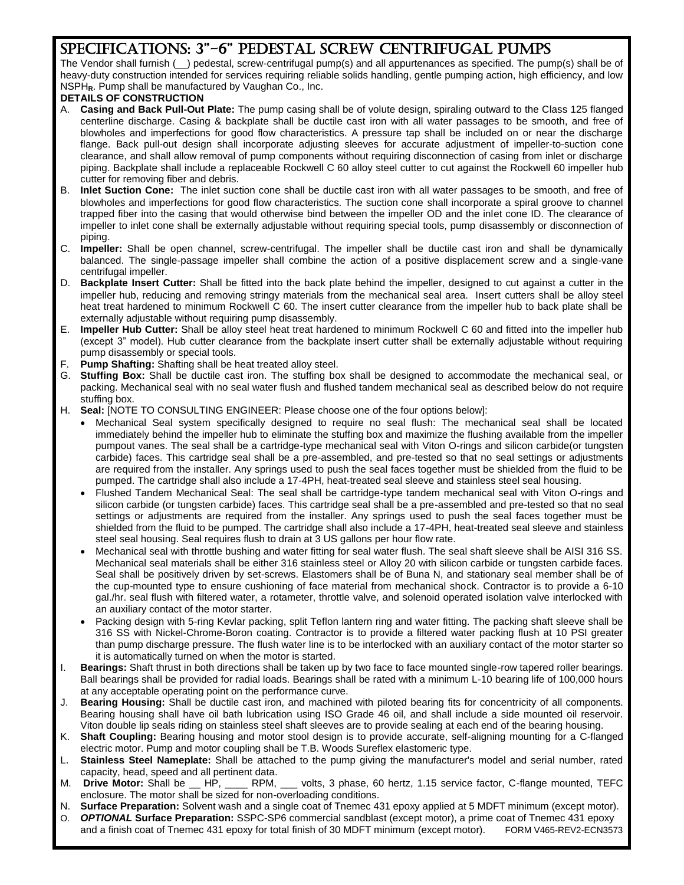# SPECIFICATIONS: 3"-6" PEDESTAL SCREW CENTRIFUGAL PUMPS

The Vendor shall furnish (__) pedestal, screw-centrifugal pump(s) and all appurtenances as specified. The pump(s) shall be of heavy-duty construction intended for services requiring reliable solids handling, gentle pumping action, high efficiency, and low $NSPH_R$. Pump shall be manufactured by Vaughan Co., Inc.

**DETAILS OF CONSTRUCTION**

A. **Casing and Back Pull-Out Plate:** The pump casing shall be of volute design, spiraling outward to the Class 125 flanged centerline discharge. Casing & backplate shall be ductile cast iron with all water passages to be smooth, and free of blowholes and imperfections for good flow characteristics. A pressure tap shall be included on or near the discharge flange. Back pull-out design shall incorporate adjusting sleeves for accurate adjustment of impeller-to-suction cone clearance, and shall allow removal of pump components without requiring disconnection of casing from inlet or discharge piping. Backplate shall include a replaceable Rockwell C 60 alloy steel cutter to cut against the Rockwell 60 impeller hub cutter for removing fiber and debris.

B. **Inlet Suction Cone:** The inlet suction cone shall be ductile cast iron with all water passages to be smooth, and free of blowholes and imperfections for good flow characteristics. The suction cone shall incorporate a spiral groove to channel trapped fiber into the casing that would otherwise bind between the impeller OD and the inlet cone ID. The clearance of impeller to inlet cone shall be externally adjustable without requiring special tools, pump disassembly or disconnection of piping.

C. **Impeller:** Shall be open channel, screw-centrifugal. The impeller shall be ductile cast iron and shall be dynamically balanced. The single-passage impeller shall combine the action of a positive displacement screw and a single-vane centrifugal impeller.

D. **Backplate Insert Cutter:** Shall be fitted into the back plate behind the impeller, designed to cut against a cutter in the impeller hub, reducing and removing stringy materials from the mechanical seal area. Insert cutters shall be alloy steel heat treat hardened to minimum Rockwell C 60. The insert cutter clearance from the impeller hub to back plate shall be externally adjustable without requiring pump disassembly.

E. **Impeller Hub Cutter:** Shall be alloy steel heat treat hardened to minimum Rockwell C 60 and fitted into the impeller hub (except 3" model). Hub cutter clearance from the backplate insert cutter shall be externally adjustable without requiring pump disassembly or special tools.

F. **Pump Shafting:** Shafting shall be heat treated alloy steel.

G. **Stuffing Box:** Shall be ductile cast iron. The stuffing box shall be designed to accommodate the mechanical seal, or packing. Mechanical seal with no seal water flush and flushed tandem mechanical seal as described below do not require stuffing box.

H. **Seal:** [NOTE TO CONSULTING ENGINEER: Please choose one of the four options below]:

- Mechanical Seal system specifically designed to require no seal flush: The mechanical seal shall be located immediately behind the impeller hub to eliminate the stuffing box and maximize the flushing available from the impeller pumpout vanes. The seal shall be a cartridge-type mechanical seal with Viton O-rings and silicon carbide(or tungsten carbide) faces. This cartridge seal shall be a pre-assembled, and pre-tested so that no seal settings or adjustments are required from the installer. Any springs used to push the seal faces together must be shielded from the fluid to be pumped. The cartridge shall also include a 17-4PH, heat-treated seal sleeve and stainless steel seal housing.
- Flushed Tandem Mechanical Seal: The seal shall be cartridge-type tandem mechanical seal with Viton O-rings and silicon carbide (or tungsten carbide) faces. This cartridge seal shall be a pre-assembled and pre-tested so that no seal settings or adjustments are required from the installer. Any springs used to push the seal faces together must be shielded from the fluid to be pumped. The cartridge shall also include a 17-4PH, heat-treated seal sleeve and stainless steel seal housing. Seal requires flush to drain at 3 US gallons per hour flow rate.
- Mechanical seal with throttle bushing and water fitting for seal water flush. The seal shaft sleeve shall be AISI 316 SS. Mechanical seal materials shall be either 316 stainless steel or Alloy 20 with silicon carbide or tungsten carbide faces. Seal shall be positively driven by set-screws. Elastomers shall be of Buna N, and stationary seal member shall be of the cup-mounted type to ensure cushioning of face material from mechanical shock. Contractor is to provide a 6-10 gal./hr. seal flush with filtered water, a rotameter, throttle valve, and solenoid operated isolation valve interlocked with an auxiliary contact of the motor starter.
- Packing design with 5-ring Kevlar packing, split Teflon lantern ring and water fitting. The packing shaft sleeve shall be 316 SS with Nickel-Chrome-Boron coating. Contractor is to provide a filtered water packing flush at 10 PSI greater than pump discharge pressure. The flush water line is to be interlocked with an auxiliary contact of the motor starter so it is automatically turned on when the motor is started.

I. **Bearings:** Shaft thrust in both directions shall be taken up by two face to face mounted single-row tapered roller bearings. Ball bearings shall be provided for radial loads. Bearings shall be rated with a minimum L-10 bearing life of 100,000 hours at any acceptable operating point on the performance curve.

J. **Bearing Housing:** Shall be ductile cast iron, and machined with piloted bearing fits for concentricity of all components. Bearing housing shall have oil bath lubrication using ISO Grade 46 oil, and shall include a side mounted oil reservoir. Viton double lip seals riding on stainless steel shaft sleeves are to provide sealing at each end of the bearing housing.

K. **Shaft Coupling:** Bearing housing and motor stool design is to provide accurate, self-aligning mounting for a C-flanged electric motor. Pump and motor coupling shall be T.B. Woods Sureflex elastomeric type.

L. **Stainless Steel Nameplate:** Shall be attached to the pump giving the manufacturer's model and serial number, rated capacity, head, speed and all pertinent data.

M. **Drive Motor:** Shall be __ HP, ____ RPM, ___ volts, 3 phase, 60 hertz, 1.15 service factor, C-flange mounted, TEFC enclosure. The motor shall be sized for non-overloading conditions.

N. **Surface Preparation:** Solvent wash and a single coat of Tnemec 431 epoxy applied at 5 MDFT minimum (except motor).

O. ***OPTIONAL*** **Surface Preparation:** SSPC-SP6 commercial sandblast (except motor), a prime coat of Tnemec 431 epoxy and a finish coat of Tnemec 431 epoxy for total finish of 30 MDFT minimum (except motor).

FORM V465-REV2-ECN3573